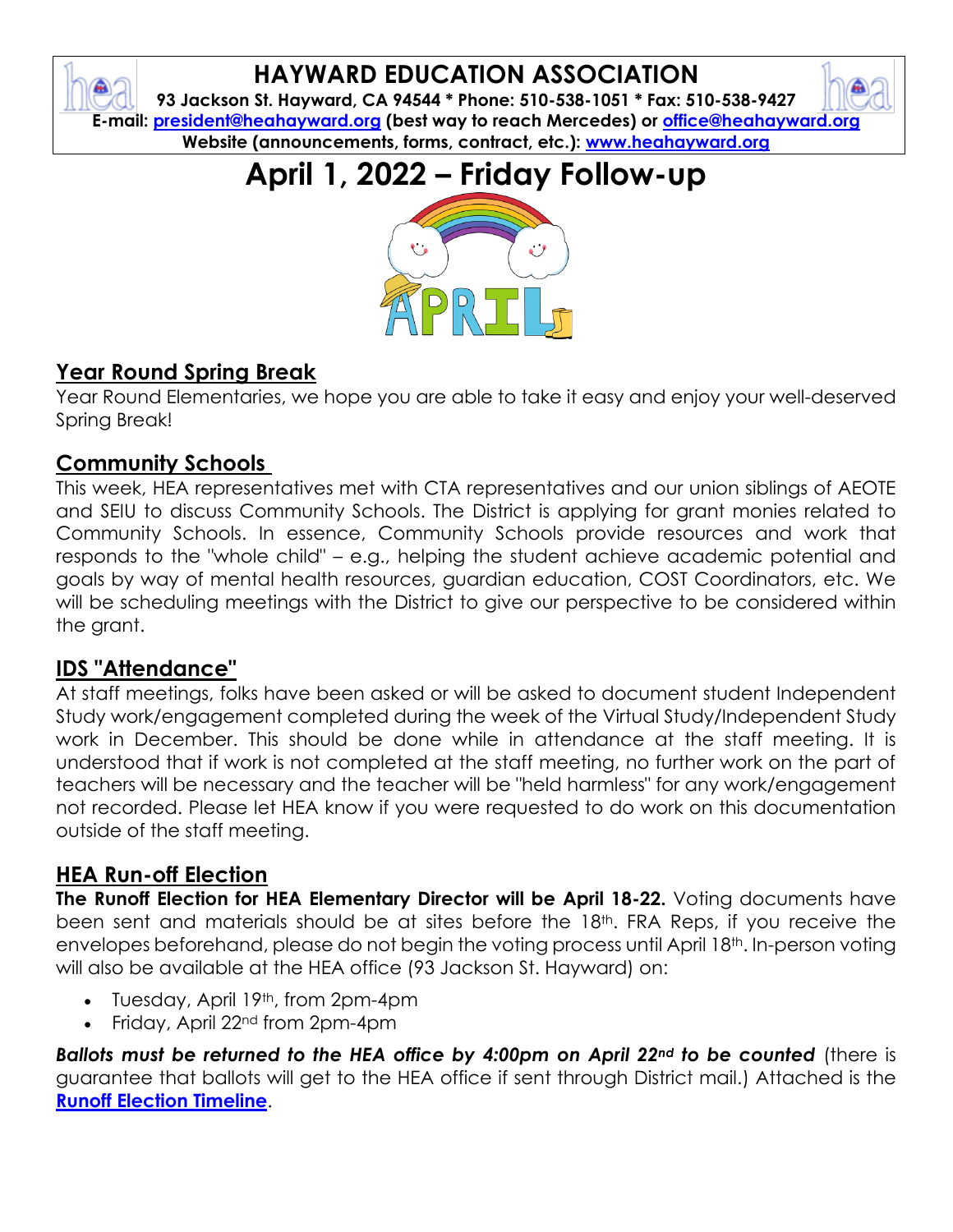# HAYWARD EDUCATION ASSOCIATION

**93 Jackson St. Hayward, CA 94544 * Phone: 510-538-1051 * Fax: 510-538-9427**
**E-mail: president@heahayward.org (best way to reach Mercedes) or office@heahayward.org**
**Website (announcements, forms, contract, etc.): www.heahayward.org**

# April 1, 2022 – Friday Follow-up

## Year Round Spring Break

Year Round Elementaries, we hope you are able to take it easy and enjoy your well-deserved Spring Break!

## Community Schools

This week, HEA representatives met with CTA representatives and our union siblings of AEOTE and SEIU to discuss Community Schools. The District is applying for grant monies related to Community Schools. In essence, Community Schools provide resources and work that responds to the "whole child" – e.g., helping the student achieve academic potential and goals by way of mental health resources, guardian education, COST Coordinators, etc. We will be scheduling meetings with the District to give our perspective to be considered within the grant.

## IDS "Attendance"

At staff meetings, folks have been asked or will be asked to document student Independent Study work/engagement completed during the week of the Virtual Study/Independent Study work in December. This should be done while in attendance at the staff meeting. It is understood that if work is not completed at the staff meeting, no further work on the part of teachers will be necessary and the teacher will be "held harmless" for any work/engagement not recorded. Please let HEA know if you were requested to do work on this documentation outside of the staff meeting.

## HEA Run-off Election

**The Runoff Election for HEA Elementary Director will be April 18-22.** Voting documents have been sent and materials should be at sites before the 18th. FRA Reps, if you receive the envelopes beforehand, please do not begin the voting process until April 18th. In-person voting will also be available at the HEA office (93 Jackson St. Hayward) on:

- Tuesday, April 19th, from 2pm-4pm
- Friday, April 22nd from 2pm-4pm

***Ballots must be returned to the HEA office by 4:00pm on April 22nd to be counted*** (there is guarantee that ballots will get to the HEA office if sent through District mail.) Attached is the **Runoff Election Timeline**.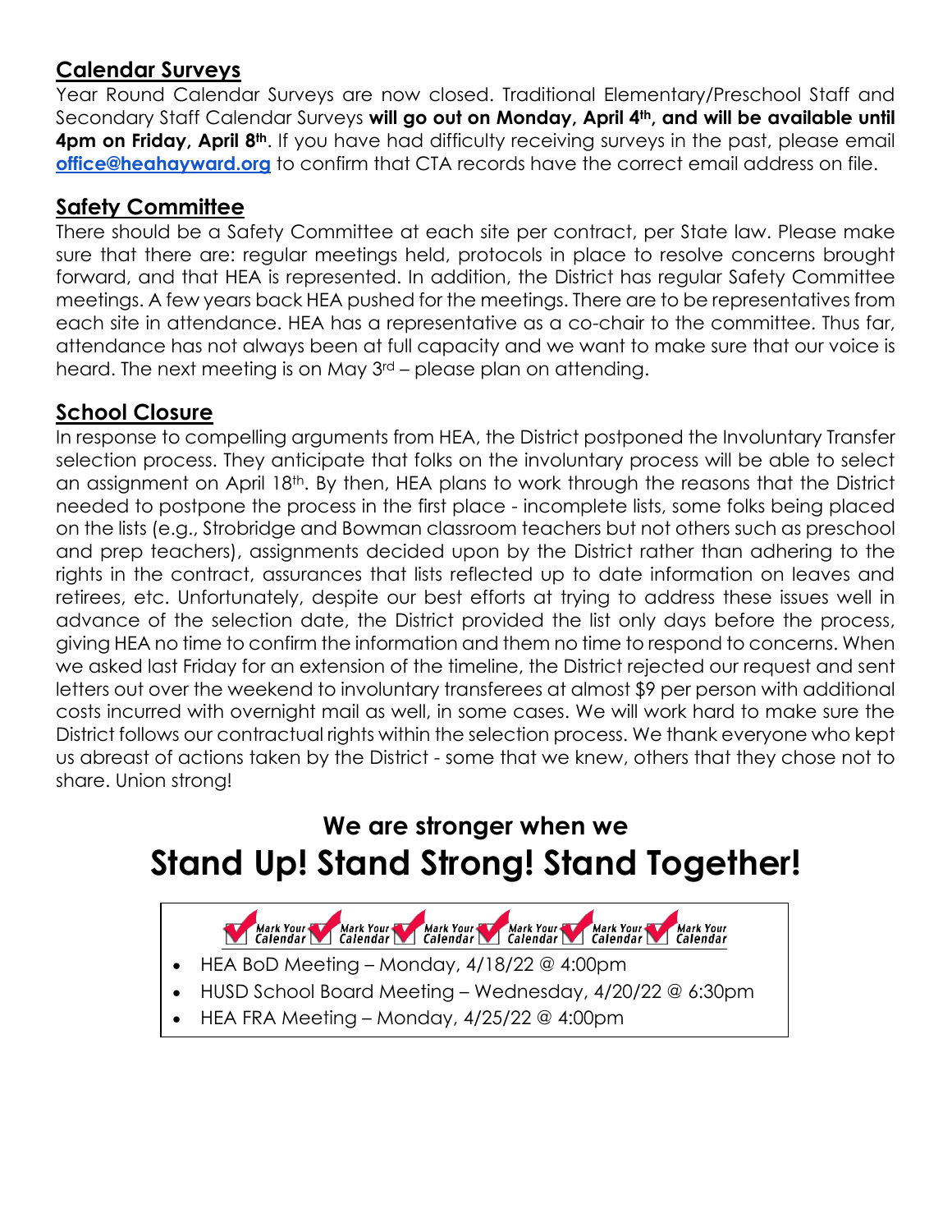## Calendar Surveys

Year Round Calendar Surveys are now closed. Traditional Elementary/Preschool Staff and Secondary Staff Calendar Surveys **will go out on Monday, April 4th, and will be available until 4pm on Friday, April 8th**. If you have had difficulty receiving surveys in the past, please email **office@heahayward.org** to confirm that CTA records have the correct email address on file.

## Safety Committee

There should be a Safety Committee at each site per contract, per State law. Please make sure that there are: regular meetings held, protocols in place to resolve concerns brought forward, and that HEA is represented. In addition, the District has regular Safety Committee meetings. A few years back HEA pushed for the meetings. There are to be representatives from each site in attendance. HEA has a representative as a co-chair to the committee. Thus far, attendance has not always been at full capacity and we want to make sure that our voice is heard. The next meeting is on May 3rd – please plan on attending.

## School Closure

In response to compelling arguments from HEA, the District postponed the Involuntary Transfer selection process. They anticipate that folks on the involuntary process will be able to select an assignment on April 18th. By then, HEA plans to work through the reasons that the District needed to postpone the process in the first place - incomplete lists, some folks being placed on the lists (e.g., Strobridge and Bowman classroom teachers but not others such as preschool and prep teachers), assignments decided upon by the District rather than adhering to the rights in the contract, assurances that lists reflected up to date information on leaves and retirees, etc. Unfortunately, despite our best efforts at trying to address these issues well in advance of the selection date, the District provided the list only days before the process, giving HEA no time to confirm the information and them no time to respond to concerns. When we asked last Friday for an extension of the timeline, the District rejected our request and sent letters out over the weekend to involuntary transferees at almost $9 per person with additional costs incurred with overnight mail as well, in some cases. We will work hard to make sure the District follows our contractual rights within the selection process. We thank everyone who kept us abreast of actions taken by the District - some that we knew, others that they chose not to share. Union strong!

### We are stronger when we

# Stand Up! Stand Strong! Stand Together!

Mark Your Calendar

- HEA BoD Meeting – Monday, 4/18/22 @ 4:00pm
- HUSD School Board Meeting – Wednesday, 4/20/22 @ 6:30pm
- HEA FRA Meeting – Monday, 4/25/22 @ 4:00pm